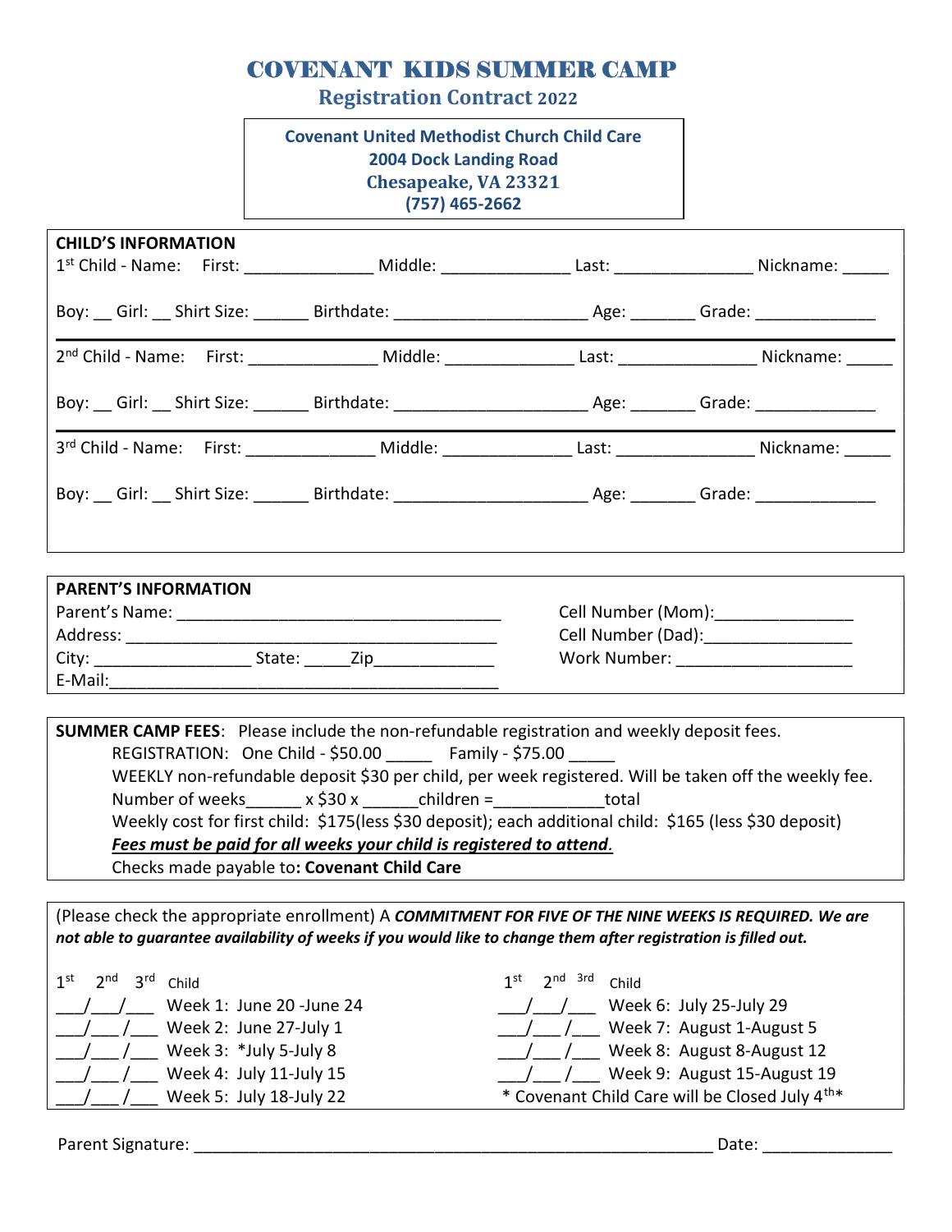# COVENANT KIDS SUMMER CAMP

## Registration Contract 2022

**Covenant United Methodist Church Child Care**
**2004 Dock Landing Road**
**Chesapeake, VA 23321**
**(757) 465-2662**

**CHILD'S INFORMATION**

1st Child - Name: First: ______________ Middle: ______________ Last: _______________ Nickname: _____

Boy: __ Girl: __ Shirt Size: ______ Birthdate: ____________________ Age: _______ Grade: _____________

2nd Child - Name: First: ______________ Middle: ______________ Last: _______________ Nickname: _____

Boy: __ Girl: __ Shirt Size: ______ Birthdate: ____________________ Age: _______ Grade: _____________

3rd Child - Name: First: ______________ Middle: ______________ Last: _______________ Nickname: _____

Boy: __ Girl: __ Shirt Size: ______ Birthdate: ____________________ Age: _______ Grade: _____________

**PARENT'S INFORMATION**

Parent's Name: ___________________________________

Address: ________________________________________

City: ________________ State: _____Zip_____________

E-Mail:__________________________________________

Cell Number (Mom):_______________

Cell Number (Dad):________________

Work Number: ___________________

**SUMMER CAMP FEES**: Please include the non-refundable registration and weekly deposit fees.

REGISTRATION: One Child - $50.00 _____ Family - $75.00 _____

WEEKLY non-refundable deposit $30 per child, per week registered. Will be taken off the weekly fee.

Number of weeks______ x $30 x ______children =___________total

Weekly cost for first child: $175(less $30 deposit); each additional child: $165 (less $30 deposit)

***Fees must be paid for all weeks your child is registered to attend.***

Checks made payable to**: Covenant Child Care**

(Please check the appropriate enrollment) A ***COMMITMENT FOR FIVE OF THE NINE WEEKS IS REQUIRED. We are not able to guarantee availability of weeks if you would like to change them after registration is filled out.***

| 1st / 2nd / 3rd Child | | 1st / 2nd / 3rd Child | |
|---|---|---|---|
| ___/___/___ | Week 1: June 20 -June 24 | ___/___/___ | Week 6: July 25-July 29 |
| ___/___/___ | Week 2: June 27-July 1 | ___/___/___ | Week 7: August 1-August 5 |
| ___/___/___ | Week 3: *July 5-July 8 | ___/___/___ | Week 8: August 8-August 12 |
| ___/___/___ | Week 4: July 11-July 15 | ___/___/___ | Week 9: August 15-August 19 |
| ___/___/___ | Week 5: July 18-July 22 | | * Covenant Child Care will be Closed July 4th* |

Parent Signature: ___________________________________________________________ Date: ______________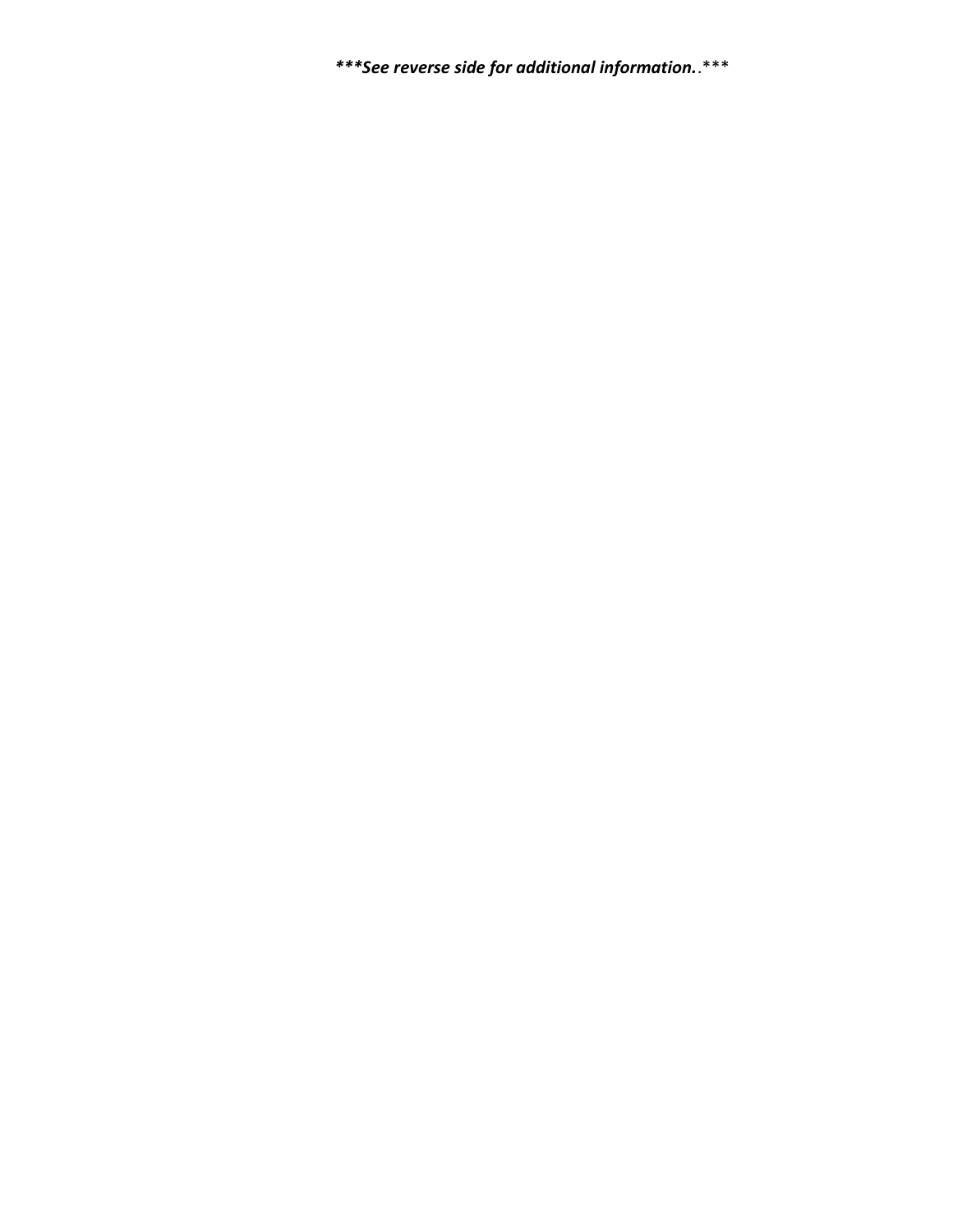***See reverse side for additional information..***